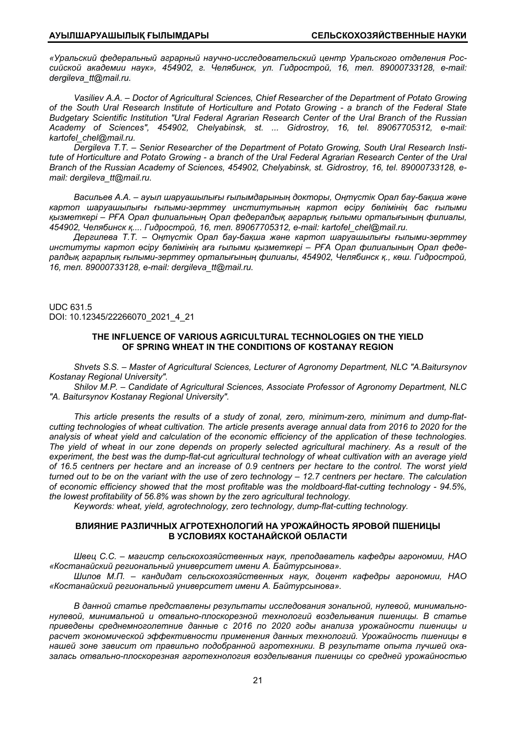*«Уральский федеральный аграрный научно-исследовательский центр Уральского отделения Российской академии наук», 454902, г. Челябинск, ул. Гидрострой, 16, тел. 89000733128, e-mail: dergileva_tt@mail.ru.*

*Vasiliev A.A. – Doctor of Agricultural Sciences, Chief Researcher of the Department of Potato Growing of the South Ural Research Institute of Horticulture and Potato Growing - a branch of the Federal State Budgetary Scientific Institution "Ural Federal Agrarian Research Center of the Ural Branch of the Russian Academy of Sciences", 454902, Chelyabinsk, st. ... Gidrostroy, 16, tel. 89067705312, e-mail: kartofel_chel@mail.ru.*

*Dergileva T.T. – Senior Researcher of the Department of Potato Growing, South Ural Research Institute of Horticulture and Potato Growing - a branch of the Ural Federal Agrarian Research Center of the Ural Branch of the Russian Academy of Sciences, 454902, Chelyabinsk, st. Gidrostroy, 16, tel. 89000733128, e-mail: dergileva_tt@mail.ru.*

*Васильев А.А. – ауыл шаруашылығы ғылымдарының докторы, Оңтүстік Орал бау-бақша және картоп шаруашылығы ғылыми-зерттеу институтының картоп өсіру бөлімінің бас ғылыми қызметкері – РҒА Орал филиалының Орал федералдық аграрлық ғылыми орталығының филиалы, 454902, Челябинск қ.... Гидрострой, 16, тел. 89067705312, e-mail: kartofel_chel@mail.ru.*

*Дергилева Т.Т. – Оңтүстік Орал бау-бақша және картоп шаруашылығы ғылыми-зерттеу институты картоп өсіру бөлімінің аға ғылыми қызметкері – РҒА Орал филиалының Орал федералдық аграрлық ғылыми-зерттеу орталығының филиалы, 454902, Челябинск қ., көш. Гидрострой, 16, тел. 89000733128, e-mail: dergileva_tt@mail.ru.*

UDC 631.5
DOI: 10.12345/22266070_2021_4_21

## THE INFLUENCE OF VARIOUS AGRICULTURAL TECHNOLOGIES ON THE YIELD OF SPRING WHEAT IN THE CONDITIONS OF KOSTANAY REGION

*Shvets S.S. – Master of Agricultural Sciences, Lecturer of Agronomy Department, NLC "A.Baitursynov Kostanay Regional University".*

*Shilov M.P. – Candidate of Agricultural Sciences, Associate Professor of Agronomy Department, NLC "A. Baitursynov Kostanay Regional University".*

*This article presents the results of a study of zonal, zero, minimum-zero, minimum and dump-flat-cutting technologies of wheat cultivation. The article presents average annual data from 2016 to 2020 for the analysis of wheat yield and calculation of the economic efficiency of the application of these technologies. The yield of wheat in our zone depends on properly selected agricultural machinery. As a result of the experiment, the best was the dump-flat-cut agricultural technology of wheat cultivation with an average yield of 16.5 centners per hectare and an increase of 0.9 centners per hectare to the control. The worst yield turned out to be on the variant with the use of zero technology – 12.7 centners per hectare. The calculation of economic efficiency showed that the most profitable was the moldboard-flat-cutting technology - 94.5%, the lowest profitability of 56.8% was shown by the zero agricultural technology.*

*Keywords: wheat, yield, agrotechnology, zero technology, dump-flat-cutting technology.*

## ВЛИЯНИЕ РАЗЛИЧНЫХ АГРОТЕХНОЛОГИЙ НА УРОЖАЙНОСТЬ ЯРОВОЙ ПШЕНИЦЫ В УСЛОВИЯХ КОСТАНАЙСКОЙ ОБЛАСТИ

*Швец С.С. – магистр сельскохозяйственных наук, преподаватель кафедры агрономии, НАО «Костанайский региональный университет имени А. Байтурсынова».*

*Шилов М.П. – кандидат сельскохозяйственных наук, доцент кафедры агрономии, НАО «Костанайский региональный университет имени А. Байтурсынова».*

*В данной статье представлены результаты исследования зональной, нулевой, минимально-нулевой, минимальной и отвально-плоскорезной технологий возделывания пшеницы. В статье приведены среднемноголетние данные с 2016 по 2020 годы анализа урожайности пшеницы и расчет экономической эффективности применения данных технологий. Урожайность пшеницы в нашей зоне зависит от правильно подобранной агротехники. В результате опыта лучшей оказалась отвально-плоскорезная агротехнология возделывания пшеницы со средней урожайностью*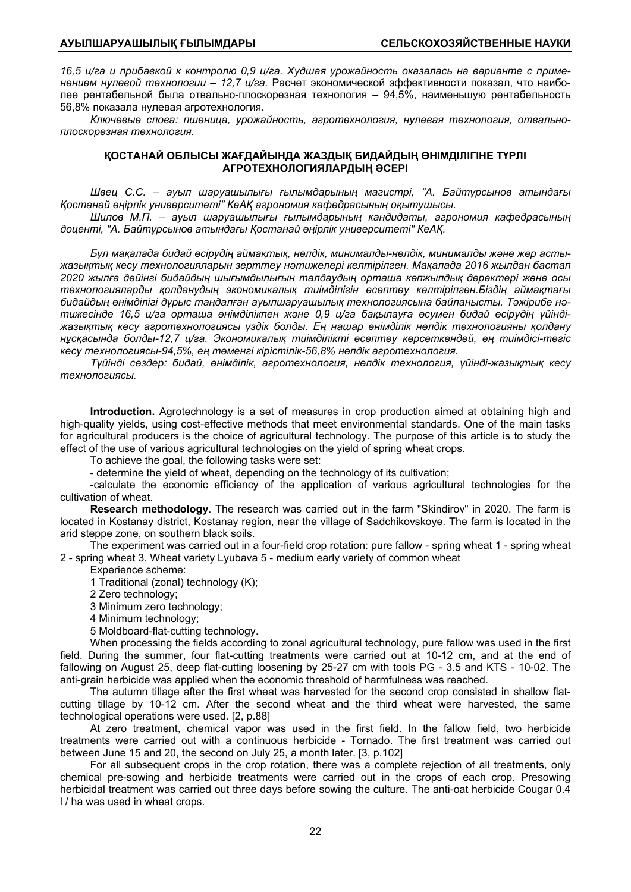*16,5 ц/га и прибавкой к контролю 0,9 ц/га. Худшая урожайность оказалась на варианте с применением нулевой технологии – 12,7 ц/га.* Расчет экономической эффективности показал, что наиболее рентабельной была отвально-плоскорезная технология – 94,5%, наименьшую рентабельность 56,8% показала нулевая агротехнология.

*Ключевые слова: пшеница, урожайность, агротехнология, нулевая технология, отвально-плоскорезная технология.*

## ҚОСТАНАЙ ОБЛЫСЫ ЖАҒДАЙЫНДА ЖАЗДЫҚ БИДАЙДЫҢ ӨНІМДІЛІГІНЕ ТҮРЛІ АГРОТЕХНОЛОГИЯЛАРДЫҢ ӘСЕРІ

*Швец С.С. – ауыл шаруашылығы ғылымдарының магистрі, "А. Байтұрсынов атындағы Қостанай өңірлік университеті" КеАҚ агрономия кафедрасының оқытушысы.*

*Шилов М.П. – ауыл шаруашылығы ғылымдарының кандидаты, агрономия кафедрасының доценті, "А. Байтұрсынов атындағы Қостанай өңірлік университеті" КеАҚ.*

*Бұл мақалада бидай өсірудің аймақтық, нөлдік, минималды-нөлдік, минималды және жер асты-жазықтық кесу технологияларын зерттеу нәтижелері келтірілген. Мақалада 2016 жылдан бастап 2020 жылға дейінгі бидайдың шығымдылығын талдаудың орташа көпжылдық деректері және осы технологияларды қолданудың экономикалық тиімділігін есептеу келтірілген.Біздің аймақтағы бидайдың өнімділігі дұрыс таңдалған ауылшаруашылық технологиясына байланысты. Тәжірибе нәтижесінде 16,5 ц/га орташа өнімділікпен және 0,9 ц/га бақылауға өсумен бидай өсірудің үйінді-жазықтық кесу агротехнологиясы үздік болды. Ең нашар өнімділік нөлдік технологияны қолдану нұсқасында болды-12,7 ц/га. Экономикалық тиімділікті есептеу көрсеткендей, ең тиімдісі-тегіс кесу технологиясы-94,5%, ең төменгі кірістілік-56,8% нөлдік агротехнология.*

*Түйінді сөздер: бидай, өнімділік, агротехнология, нөлдік технология, үйінді-жазықтық кесу технологиясы.*

**Introduction.** Agrotechnology is a set of measures in crop production aimed at obtaining high and high-quality yields, using cost-effective methods that meet environmental standards. One of the main tasks for agricultural producers is the choice of agricultural technology. The purpose of this article is to study the effect of the use of various agricultural technologies on the yield of spring wheat crops.

To achieve the goal, the following tasks were set:

- determine the yield of wheat, depending on the technology of its cultivation;

-calculate the economic efficiency of the application of various agricultural technologies for the cultivation of wheat.

**Research methodology**. The research was carried out in the farm "Skindirov" in 2020. The farm is located in Kostanay district, Kostanay region, near the village of Sadchikovskoye. The farm is located in the arid steppe zone, on southern black soils.

The experiment was carried out in a four-field crop rotation: pure fallow - spring wheat 1 - spring wheat 2 - spring wheat 3. Wheat variety Lyubava 5 - medium early variety of common wheat

Experience scheme:

1 Traditional (zonal) technology (K);

2 Zero technology;

3 Minimum zero technology;

4 Minimum technology;

5 Moldboard-flat-cutting technology.

When processing the fields according to zonal agricultural technology, pure fallow was used in the first field. During the summer, four flat-cutting treatments were carried out at 10-12 cm, and at the end of fallowing on August 25, deep flat-cutting loosening by 25-27 cm with tools PG - 3.5 and KTS - 10-02. The anti-grain herbicide was applied when the economic threshold of harmfulness was reached.

The autumn tillage after the first wheat was harvested for the second crop consisted in shallow flat-cutting tillage by 10-12 cm. After the second wheat and the third wheat were harvested, the same technological operations were used. [2, p.88]

At zero treatment, chemical vapor was used in the first field. In the fallow field, two herbicide treatments were carried out with a continuous herbicide - Tornado. The first treatment was carried out between June 15 and 20, the second on July 25, a month later. [3, p.102]

For all subsequent crops in the crop rotation, there was a complete rejection of all treatments, only chemical pre-sowing and herbicide treatments were carried out in the crops of each crop. Presowing herbicidal treatment was carried out three days before sowing the culture. The anti-oat herbicide Cougar 0.4 l / ha was used in wheat crops.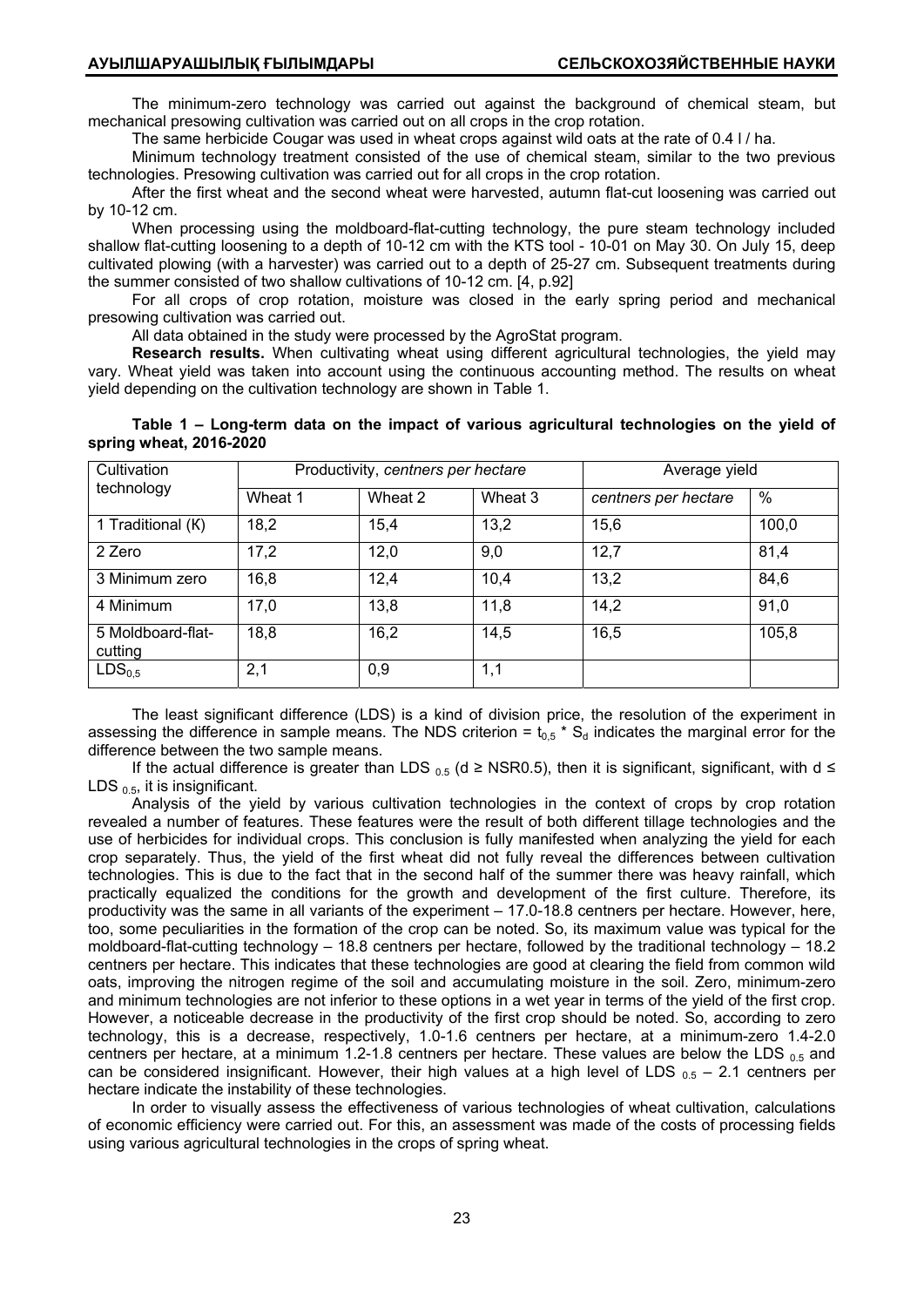The minimum-zero technology was carried out against the background of chemical steam, but mechanical presowing cultivation was carried out on all crops in the crop rotation.

The same herbicide Cougar was used in wheat crops against wild oats at the rate of 0.4 l / ha.

Minimum technology treatment consisted of the use of chemical steam, similar to the two previous technologies. Presowing cultivation was carried out for all crops in the crop rotation.

After the first wheat and the second wheat were harvested, autumn flat-cut loosening was carried out by 10-12 cm.

When processing using the moldboard-flat-cutting technology, the pure steam technology included shallow flat-cutting loosening to a depth of 10-12 cm with the KTS tool - 10-01 on May 30. On July 15, deep cultivated plowing (with a harvester) was carried out to a depth of 25-27 cm. Subsequent treatments during the summer consisted of two shallow cultivations of 10-12 cm. [4, p.92]

For all crops of crop rotation, moisture was closed in the early spring period and mechanical presowing cultivation was carried out.

All data obtained in the study were processed by the AgroStat program.

**Research results.** When cultivating wheat using different agricultural technologies, the yield may vary. Wheat yield was taken into account using the continuous accounting method. The results on wheat yield depending on the cultivation technology are shown in Table 1.

**Table 1 – Long-term data on the impact of various agricultural technologies on the yield of spring wheat, 2016-2020**

| Cultivation technology | Productivity, *centners per hectare* | | | Average yield | |
|---|---|---|---|---|---|
| | Wheat 1 | Wheat 2 | Wheat 3 | *centners per hectare* | % |
| 1 Traditional (K) | 18,2 | 15,4 | 13,2 | 15,6 | 100,0 |
| 2 Zero | 17,2 | 12,0 | 9,0 | 12,7 | 81,4 |
| 3 Minimum zero | 16,8 | 12,4 | 10,4 | 13,2 | 84,6 |
| 4 Minimum | 17,0 | 13,8 | 11,8 | 14,2 | 91,0 |
| 5 Moldboard-flat-cutting | 18,8 | 16,2 | 14,5 | 16,5 | 105,8 |
| $LDS_{0,5}$ | 2,1 | 0,9 | 1,1 | | |

The least significant difference (LDS) is a kind of division price, the resolution of the experiment in assessing the difference in sample means. The NDS criterion = $t_{0,5} * S_d$ indicates the marginal error for the difference between the two sample means.

If the actual difference is greater than LDS $_{0.5}$ (d ≥ NSR0.5), then it is significant, significant, with d ≤ LDS $_{0.5}$, it is insignificant.

Analysis of the yield by various cultivation technologies in the context of crops by crop rotation revealed a number of features. These features were the result of both different tillage technologies and the use of herbicides for individual crops. This conclusion is fully manifested when analyzing the yield for each crop separately. Thus, the yield of the first wheat did not fully reveal the differences between cultivation technologies. This is due to the fact that in the second half of the summer there was heavy rainfall, which practically equalized the conditions for the growth and development of the first culture. Therefore, its productivity was the same in all variants of the experiment – 17.0-18.8 centners per hectare. However, here, too, some peculiarities in the formation of the crop can be noted. So, its maximum value was typical for the moldboard-flat-cutting technology – 18.8 centners per hectare, followed by the traditional technology – 18.2 centners per hectare. This indicates that these technologies are good at clearing the field from common wild oats, improving the nitrogen regime of the soil and accumulating moisture in the soil. Zero, minimum-zero and minimum technologies are not inferior to these options in a wet year in terms of the yield of the first crop. However, a noticeable decrease in the productivity of the first crop should be noted. So, according to zero technology, this is a decrease, respectively, 1.0-1.6 centners per hectare, at a minimum-zero 1.4-2.0 centners per hectare, at a minimum 1.2-1.8 centners per hectare. These values are below the LDS $_{0.5}$ and can be considered insignificant. However, their high values at a high level of LDS $_{0.5}$ – 2.1 centners per hectare indicate the instability of these technologies.

In order to visually assess the effectiveness of various technologies of wheat cultivation, calculations of economic efficiency were carried out. For this, an assessment was made of the costs of processing fields using various agricultural technologies in the crops of spring wheat.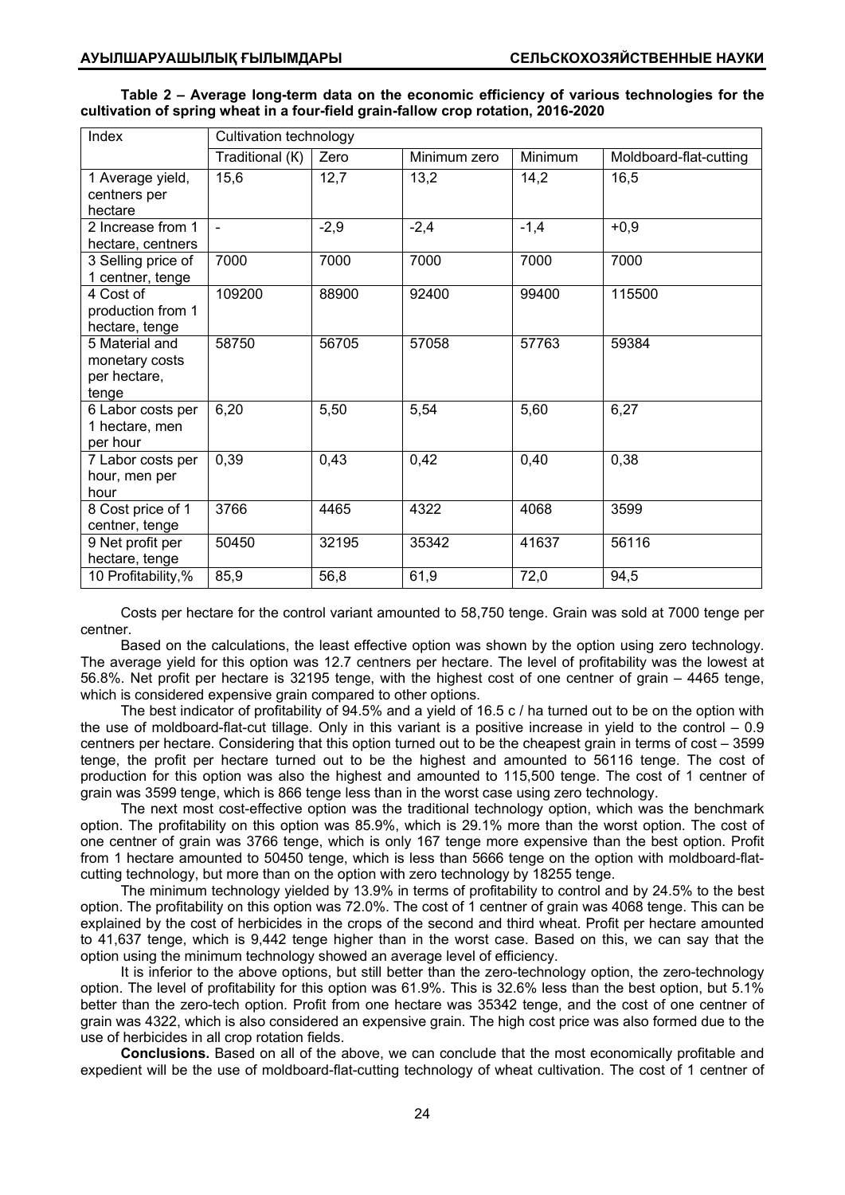**Table 2 – Average long-term data on the economic efficiency of various technologies for the cultivation of spring wheat in a four-field grain-fallow crop rotation, 2016-2020**

| Index | Cultivation technology | | | | |
|---|---|---|---|---|---|
| | Traditional (K) | Zero | Minimum zero | Minimum | Moldboard-flat-cutting |
| 1 Average yield, centners per hectare | 15,6 | 12,7 | 13,2 | 14,2 | 16,5 |
| 2 Increase from 1 hectare, centners | - | -2,9 | -2,4 | -1,4 | +0,9 |
| 3 Selling price of 1 centner, tenge | 7000 | 7000 | 7000 | 7000 | 7000 |
| 4 Cost of production from 1 hectare, tenge | 109200 | 88900 | 92400 | 99400 | 115500 |
| 5 Material and monetary costs per hectare, tenge | 58750 | 56705 | 57058 | 57763 | 59384 |
| 6 Labor costs per 1 hectare, men per hour | 6,20 | 5,50 | 5,54 | 5,60 | 6,27 |
| 7 Labor costs per hour, men per hour | 0,39 | 0,43 | 0,42 | 0,40 | 0,38 |
| 8 Cost price of 1 centner, tenge | 3766 | 4465 | 4322 | 4068 | 3599 |
| 9 Net profit per hectare, tenge | 50450 | 32195 | 35342 | 41637 | 56116 |
| 10 Profitability,% | 85,9 | 56,8 | 61,9 | 72,0 | 94,5 |

Costs per hectare for the control variant amounted to 58,750 tenge. Grain was sold at 7000 tenge per centner.

Based on the calculations, the least effective option was shown by the option using zero technology. The average yield for this option was 12.7 centners per hectare. The level of profitability was the lowest at 56.8%. Net profit per hectare is 32195 tenge, with the highest cost of one centner of grain – 4465 tenge, which is considered expensive grain compared to other options.

The best indicator of profitability of 94.5% and a yield of 16.5 c / ha turned out to be on the option with the use of moldboard-flat-cut tillage. Only in this variant is a positive increase in yield to the control – 0.9 centners per hectare. Considering that this option turned out to be the cheapest grain in terms of cost – 3599 tenge, the profit per hectare turned out to be the highest and amounted to 56116 tenge. The cost of production for this option was also the highest and amounted to 115,500 tenge. The cost of 1 centner of grain was 3599 tenge, which is 866 tenge less than in the worst case using zero technology.

The next most cost-effective option was the traditional technology option, which was the benchmark option. The profitability on this option was 85.9%, which is 29.1% more than the worst option. The cost of one centner of grain was 3766 tenge, which is only 167 tenge more expensive than the best option. Profit from 1 hectare amounted to 50450 tenge, which is less than 5666 tenge on the option with moldboard-flat-cutting technology, but more than on the option with zero technology by 18255 tenge.

The minimum technology yielded by 13.9% in terms of profitability to control and by 24.5% to the best option. The profitability on this option was 72.0%. The cost of 1 centner of grain was 4068 tenge. This can be explained by the cost of herbicides in the crops of the second and third wheat. Profit per hectare amounted to 41,637 tenge, which is 9,442 tenge higher than in the worst case. Based on this, we can say that the option using the minimum technology showed an average level of efficiency.

It is inferior to the above options, but still better than the zero-technology option, the zero-technology option. The level of profitability for this option was 61.9%. This is 32.6% less than the best option, but 5.1% better than the zero-tech option. Profit from one hectare was 35342 tenge, and the cost of one centner of grain was 4322, which is also considered an expensive grain. The high cost price was also formed due to the use of herbicides in all crop rotation fields.

**Conclusions.** Based on all of the above, we can conclude that the most economically profitable and expedient will be the use of moldboard-flat-cutting technology of wheat cultivation. The cost of 1 centner of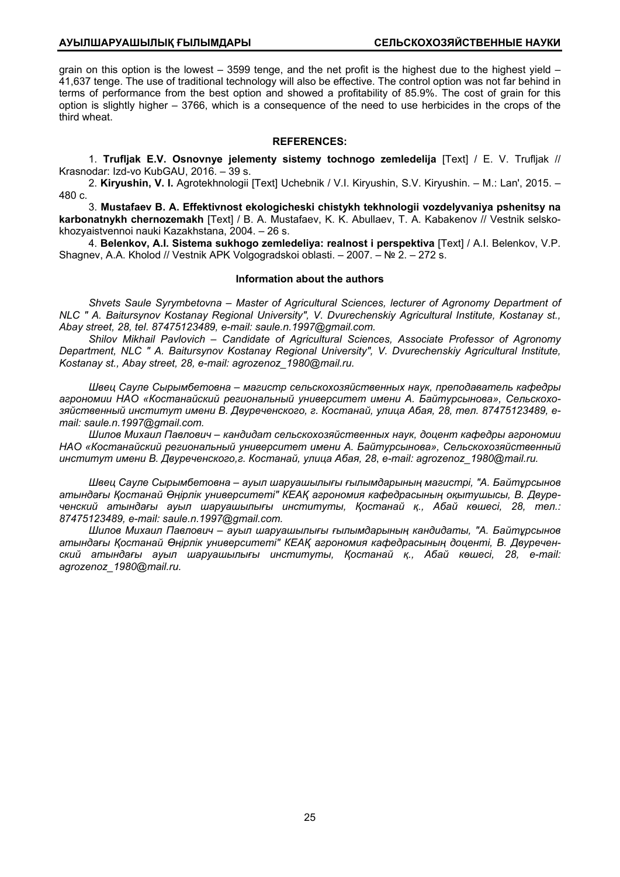grain on this option is the lowest – 3599 tenge, and the net profit is the highest due to the highest yield – 41,637 tenge. The use of traditional technology will also be effective. The control option was not far behind in terms of performance from the best option and showed a profitability of 85.9%. The cost of grain for this option is slightly higher – 3766, which is a consequence of the need to use herbicides in the crops of the third wheat.

### REFERENCES:

1. **Trufljak E.V. Osnovnye jelementy sistemy tochnogo zemledelija** [Text] / E. V. Trufljak // Krasnodar: Izd-vo KubGAU, 2016. – 39 s.

2. **Kiryushin, V. I.** Agrotekhnologii [Text] Uchebnik / V.I. Kiryushin, S.V. Kiryushin. – M.: Lan', 2015. – 480 c.

3. **Mustafaev B. A. Effektivnost ekologicheski chistykh tekhnologii vozdelyvaniya pshenitsy na karbonatnykh chernozemakh** [Text] / B. A. Mustafaev, K. K. Abullaev, T. A. Kabakenov // Vestnik selsko-khozyaistvennoi nauki Kazakhstana, 2004. – 26 s.

4. **Belenkov, A.I. Sistema sukhogo zemledeliya: realnost i perspektiva** [Text] / A.I. Belenkov, V.P. Shagnev, A.A. Kholod // Vestnik APK Volgogradskoi oblasti. – 2007. – № 2. – 272 s.

### Information about the authors

*Shvets Saule Syrymbetovna – Master of Agricultural Sciences, lecturer of Agronomy Department of NLC " A. Baitursynov Kostanay Regional University", V. Dvurechenskiy Agricultural Institute, Kostanay st., Abay street, 28, tel. 87475123489, e-mail: saule.n.1997@gmail.com.*

*Shilov Mikhail Pavlovich – Candidate of Agricultural Sciences, Associate Professor of Agronomy Department, NLC " A. Baitursynov Kostanay Regional University", V. Dvurechenskiy Agricultural Institute, Kostanay st., Abay street, 28, e-mail: agrozenoz_1980@mail.ru.*

*Швец Сауле Сырымбетовна – магистр сельскохозяйственных наук, преподаватель кафедры агрономии НАО «Костанайский региональный университет имени А. Байтурсынова», Сельскохозяйственный институт имени В. Двуреченского, г. Костанай, улица Абая, 28, тел. 87475123489, e-mail: saule.n.1997@gmail.com.*

*Шилов Михаил Павлович – кандидат сельскохозяйственных наук, доцент кафедры агрономии НАО «Костанайский региональный университет имени А. Байтурсынова», Сельскохозяйственный институт имени В. Двуреченского,г. Костанай, улица Абая, 28, e-mail: agrozenoz_1980@mail.ru.*

*Швец Сауле Сырымбетовна – ауыл шаруашылығы ғылымдарының магистрі, "А. Байтұрсынов атындағы Қостанай Өңірлік университеті" КЕАҚ агрономия кафедрасының оқытушысы, В. Двуреченский атындағы ауыл шаруашылығы институты, Қостанай қ., Абай көшесі, 28, тел.: 87475123489, e-mail: saule.n.1997@gmail.com.*

*Шилов Михаил Павлович – ауыл шаруашылығы ғылымдарының кандидаты, "А. Байтұрсынов атындағы Қостанай Өңірлік университеті" КЕАҚ агрономия кафедрасының доценті, В. Двуреченский атындағы ауыл шаруашылығы институты, Қостанай қ., Абай көшесі, 28, e-mail: agrozenoz_1980@mail.ru.*